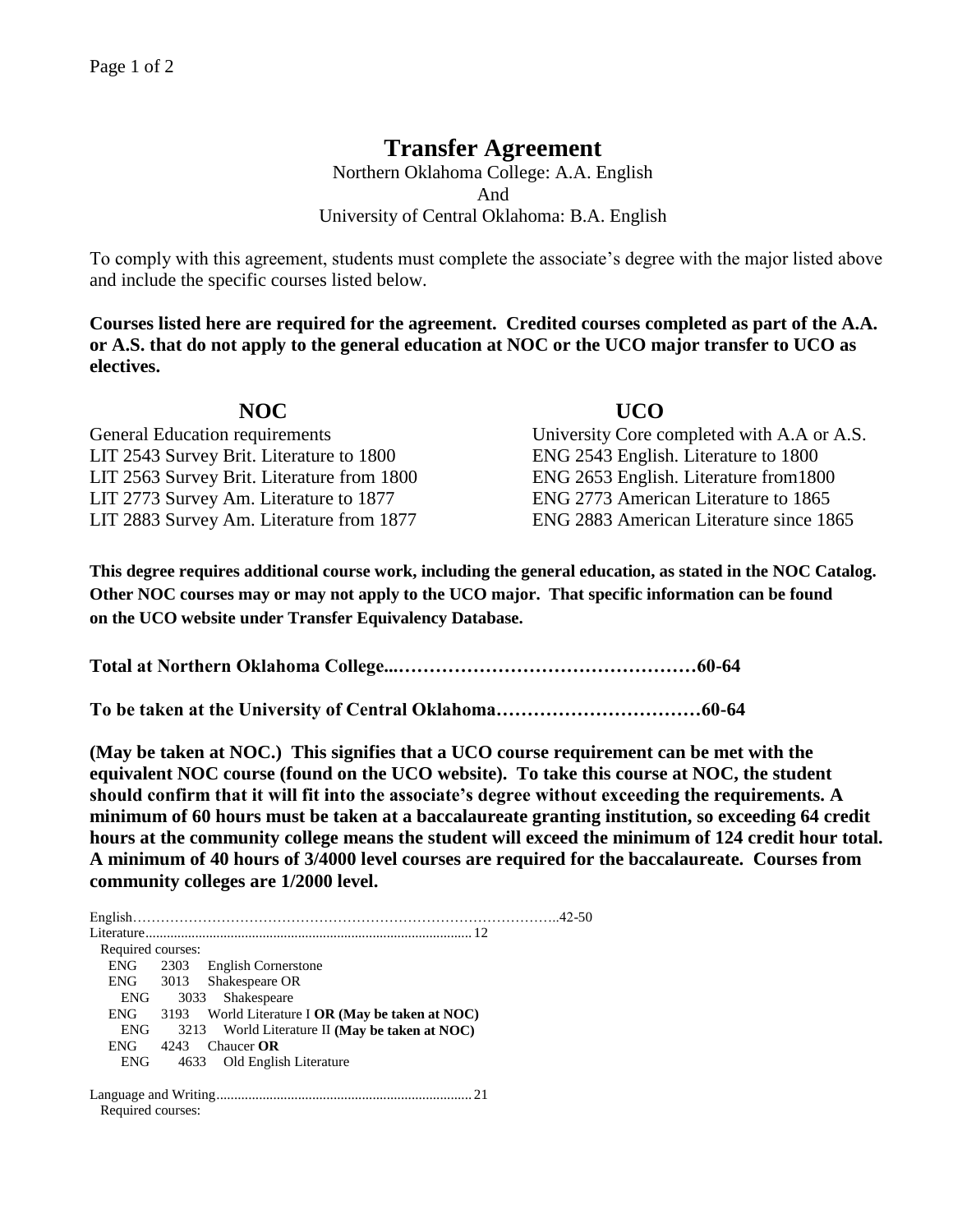# Transfer Agreement

Northern Oklahoma College: A.A. English
And
University of Central Oklahoma: B.A. English

To comply with this agreement, students must complete the associate's degree with the major listed above and include the specific courses listed below.

**Courses listed here are required for the agreement. Credited courses completed as part of the A.A. or A.S. that do not apply to the general education at NOC or the UCO major transfer to UCO as electives.**

| NOC | UCO |
|---|---|
| General Education requirements | University Core completed with A.A or A.S. |
| LIT 2543 Survey Brit. Literature to 1800 | ENG 2543 English. Literature to 1800 |
| LIT 2563 Survey Brit. Literature from 1800 | ENG 2653 English. Literature from1800 |
| LIT 2773 Survey Am. Literature to 1877 | ENG 2773 American Literature to 1865 |
| LIT 2883 Survey Am. Literature from 1877 | ENG 2883 American Literature since 1865 |

**This degree requires additional course work, including the general education, as stated in the NOC Catalog. Other NOC courses may or may not apply to the UCO major. That specific information can be found on the UCO website under Transfer Equivalency Database.**

**Total at Northern Oklahoma College...…………………………………………60-64**

**To be taken at the University of Central Oklahoma……………………………60-64**

**(May be taken at NOC.) This signifies that a UCO course requirement can be met with the equivalent NOC course (found on the UCO website). To take this course at NOC, the student should confirm that it will fit into the associate's degree without exceeding the requirements. A minimum of 60 hours must be taken at a baccalaureate granting institution, so exceeding 64 credit hours at the community college means the student will exceed the minimum of 124 credit hour total. A minimum of 40 hours of 3/4000 level courses are required for the baccalaureate. Courses from community colleges are 1/2000 level.**

English………………………………………………………………………………..42-50

Literature........................................................................................... 12

Required courses:

- ENG 2303 English Cornerstone
- ENG 3013 Shakespeare OR
  - ENG 3033 Shakespeare
- ENG 3193 World Literature I **OR (May be taken at NOC)**
  - ENG 3213 World Literature II **(May be taken at NOC)**
- ENG 4243 Chaucer **OR**
  - ENG 4633 Old English Literature

Language and Writing....................................................................... 21

Required courses: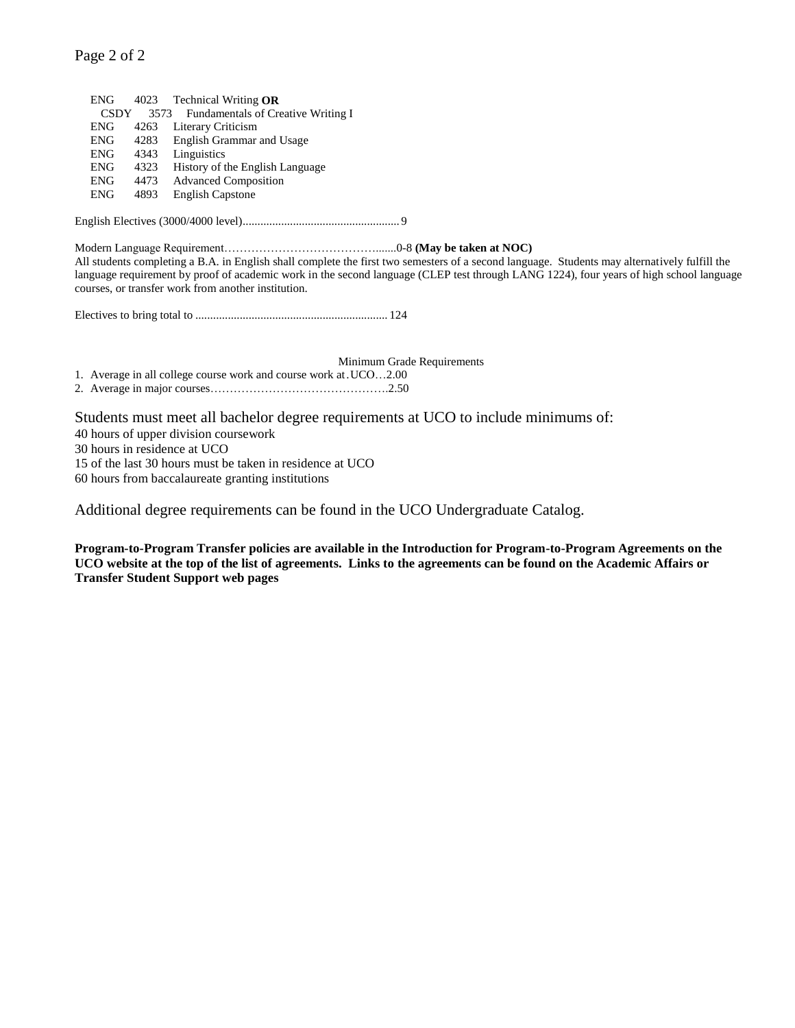| | | |
|---|---|---|
| ENG | 4023 | Technical Writing **OR** |
| CSDY | 3573 | Fundamentals of Creative Writing I |
| ENG | 4263 | Literary Criticism |
| ENG | 4283 | English Grammar and Usage |
| ENG | 4343 | Linguistics |
| ENG | 4323 | History of the English Language |
| ENG | 4473 | Advanced Composition |
| ENG | 4893 | English Capstone |

English Electives (3000/4000 level)..................................................... 9

Modern Language Requirement…………………………………......0-8 **(May be taken at NOC)**
All students completing a B.A. in English shall complete the first two semesters of a second language. Students may alternatively fulfill the language requirement by proof of academic work in the second language (CLEP test through LANG 1224), four years of high school language courses, or transfer work from another institution.

Electives to bring total to ................................................................. 124

Minimum Grade Requirements

1. Average in all college course work and course work at UCO…2.00
2. Average in major courses……………………………………….2.50

Students must meet all bachelor degree requirements at UCO to include minimums of:
40 hours of upper division coursework
30 hours in residence at UCO
15 of the last 30 hours must be taken in residence at UCO
60 hours from baccalaureate granting institutions

Additional degree requirements can be found in the UCO Undergraduate Catalog.

**Program-to-Program Transfer policies are available in the Introduction for Program-to-Program Agreements on the UCO website at the top of the list of agreements. Links to the agreements can be found on the Academic Affairs or Transfer Student Support web pages**